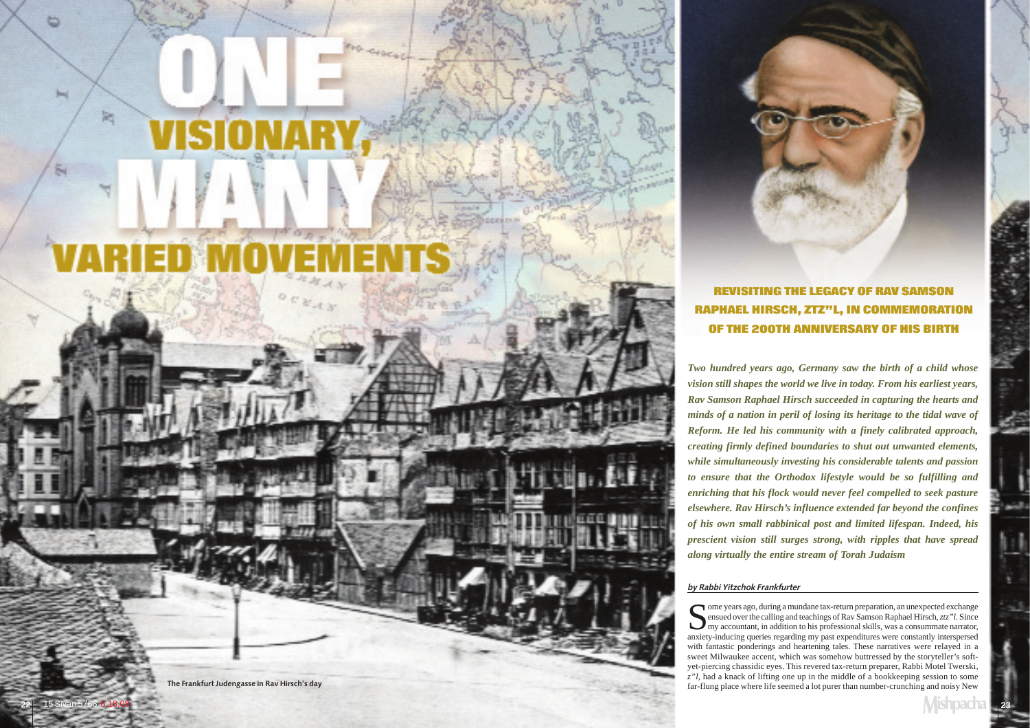# ONE VISIONARY, MANY VARIED MOVEMENTS

The Frankfurt Judengasse in Rav Hirsch's day

## REVISITING THE LEGACY OF RAV SAMSON RAPHAEL HIRSCH, ZTZ"L, IN COMMEMORATION OF THE 200TH ANNIVERSARY OF HIS BIRTH

***Two hundred years ago, Germany saw the birth of a child whose vision still shapes the world we live in today. From his earliest years, Rav Samson Raphael Hirsch succeeded in capturing the hearts and minds of a nation in peril of losing its heritage to the tidal wave of Reform. He led his community with a finely calibrated approach, creating firmly defined boundaries to shut out unwanted elements, while simultaneously investing his considerable talents and passion to ensure that the Orthodox lifestyle would be so fulfilling and enriching that his flock would never feel compelled to seek pasture elsewhere. Rav Hirsch's influence extended far beyond the confines of his own small rabbinical post and limited lifespan. Indeed, his prescient vision still surges strong, with ripples that have spread along virtually the entire stream of Torah Judaism***

*by Rabbi Yitzchok Frankfurter*

Some years ago, during a mundane tax-return preparation, an unexpected exchange ensued over the calling and teachings of Rav Samson Raphael Hirsch, *ztz"l*. Since my accountant, in addition to his professional skills, was a consummate narrator, anxiety-inducing queries regarding my past expenditures were constantly interspersed with fantastic ponderings and heartening tales. These narratives were relayed in a sweet Milwaukee accent, which was somehow buttressed by the storyteller's soft-yet-piercing chassidic eyes. This revered tax-return preparer, Rabbi Motel Twerski, *z"l*, had a knack of lifting one up in the middle of a bookkeeping session to some far-flung place where life seemed a lot purer than number-crunching and noisy New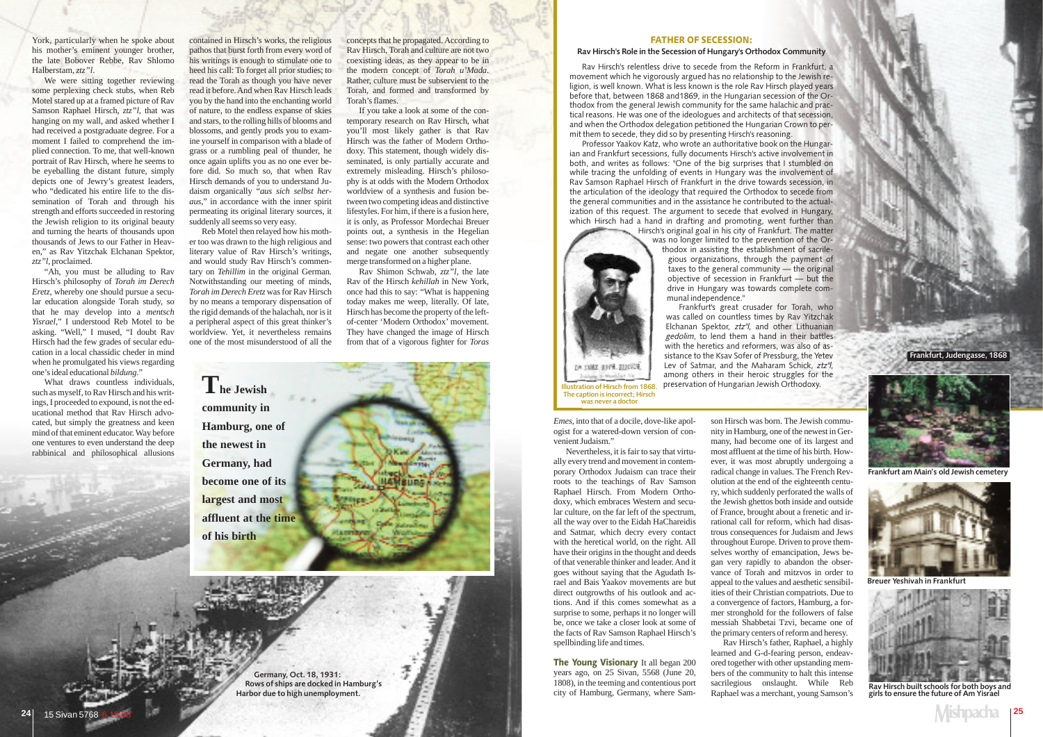York, particularly when he spoke about his mother's eminent younger brother, the late Bobover Rebbe, Rav Shlomo Halberstam, *ztz"l*.

We were sitting together reviewing some perplexing check stubs, when Reb Motel stared up at a framed picture of Rav Samson Raphael Hirsch, *ztz"l*, that was hanging on my wall, and asked whether I had received a postgraduate degree. For a moment I failed to comprehend the implied connection. To me, that well-known portrait of Rav Hirsch, where he seems to be eyeballing the distant future, simply depicts one of Jewry's greatest leaders, who "dedicated his entire life to the dissemination of Torah and through his strength and efforts succeeded in restoring the Jewish religion to its original beauty and turning the hearts of thousands upon thousands of Jews to our Father in Heaven," as Rav Yitzchak Elchanan Spektor, *ztz"l*, proclaimed.

"Ah, you must be alluding to Rav Hirsch's philosophy of *Torah im Derech Eretz*, whereby one should pursue a secular education alongside Torah study, so that he may develop into a *mentsch Yisrael*," I understood Reb Motel to be asking. "Well," I mused, "I doubt Rav Hirsch had the few grades of secular education in a local chassidic cheder in mind when he promulgated his views regarding one's ideal educational *bildung*."

What draws countless individuals, such as myself, to Rav Hirsch and his writings, I proceeded to expound, is not the educational method that Rav Hirsch advocated, but simply the greatness and keen mind of that eminent educator. Way before one ventures to even understand the deep rabbinical and philosophical allusions contained in Hirsch's works, the religious pathos that burst forth from every word of his writings is enough to stimulate one to heed his call: To forget all prior studies; to read the Torah as though you have never read it before. And when Rav Hirsch leads you by the hand into the enchanting world of nature, to the endless expanse of skies and stars, to the rolling hills of blooms and blossoms, and gently prods you to examine yourself in comparison with a blade of grass or a rumbling peal of thunder, he once again uplifts you as no one ever before did. So much so, that when Rav Hirsch demands of you to understand Judaism organically "*aus sich selbst heraus*," in accordance with the inner spirit permeating its original literary sources, it suddenly all seems so very easy.

Reb Motel then relayed how his mother too was drawn to the high religious and literary value of Rav Hirsch's writings, and would study Rav Hirsch's commentary on *Tehillim* in the original German. Notwithstanding our meeting of minds, *Torah im Derech Eretz* was for Rav Hirsch by no means a temporary dispensation of the rigid demands of the halachah, nor is it a peripheral aspect of this great thinker's worldview. Yet, it nevertheless remains one of the most misunderstood of all the concepts that he propagated. According to Rav Hirsch, Torah and culture are not two coexisting ideas, as they appear to be in the modern concept of *Torah u'Mada*. Rather, culture must be subservient to the Torah, and formed and transformed by Torah's flames.

If you take a look at some of the contemporary research on Rav Hirsch, what you'll most likely gather is that Rav Hirsch was the father of Modern Orthodoxy. This statement, though widely disseminated, is only partially accurate and extremely misleading. Hirsch's philosophy is at odds with the Modern Orthodox worldview of a synthesis and fusion between two competing ideas and distinctive lifestyles. For him, if there is a fusion here, it is only, as Professor Mordechai Breuer points out, a synthesis in the Hegelian sense: two powers that contrast each other and negate one another subsequently merge transformed on a higher plane.

Rav Shimon Schwab, *ztz"l*, the late Rav of the Hirsch *kehillah* in New York, once had this to say: "What is happening today makes me weep, literally. Of late, Hirsch has become the property of the left-of-center 'Modern Orthodox' movement. They have changed the image of Hirsch from that of a vigorous fighter for *Toras Emes*, into that of a docile, dove-like apologist for a watered-down version of convenient Judaism."

**The Jewish community in Hamburg, one of the newest in Germany, had become one of its largest and most affluent at the time of his birth**

Germany, Oct. 18, 1931: Rows of ships are docked in Hamburg's Harbor due to high unemployment.

Nevertheless, it is fair to say that virtually every trend and movement in contemporary Orthodox Judaism can trace their roots to the teachings of Rav Samson Raphael Hirsch. From Modern Orthodoxy, which embraces Western and secular culture, on the far left of the spectrum, all the way over to the Eidah HaChareidis and Satmar, which decry every contact with the heretical world, on the right. All have their origins in the thought and deeds of that venerable thinker and leader. And it goes without saying that the Agudath Israel and Bais Yaakov movements are but direct outgrowths of his outlook and actions. And if this comes somewhat as a surprise to some, perhaps it no longer will be, once we take a closer look at some of the facts of Rav Samson Raphael Hirsch's spellbinding life and times.

**The Young Visionary** It all began 200 years ago, on 25 Sivan, 5568 (June 20, 1808), in the teeming and contentious port city of Hamburg, Germany, where Samson Hirsch was born. The Jewish community in Hamburg, one of the newest in Germany, had become one of its largest and most affluent at the time of his birth. However, it was most abruptly undergoing a radical change in values. The French Revolution at the end of the eighteenth century, which suddenly perforated the walls of the Jewish ghettos both inside and outside of France, brought about a frenetic and irrational call for reform, which had disastrous consequences for Judaism and Jews throughout Europe. Driven to prove themselves worthy of emancipation, Jews began very rapidly to abandon the observance of Torah and mitzvos in order to appeal to the values and aesthetic sensibilities of their Christian compatriots. Due to a convergence of factors, Hamburg, a former stronghold for the followers of false messiah Shabbetai Tzvi, became one of the primary centers of reform and heresy.

Rav Hirsch's father, Raphael, a highly learned and G-d-fearing person, endeavored together with other upstanding members of the community to halt this intense sacrilegious onslaught. While Reb Raphael was a merchant, young Samson's

## FATHER OF SECESSION:

### Rav Hirsch's Role in the Secession of Hungary's Orthodox Community

Rav Hirsch's relentless drive to secede from the Reform in Frankfurt, a movement which he vigorously argued has no relationship to the Jewish religion, is well known. What is less known is the role Rav Hirsch played years before that, between 1868 and1869, in the Hungarian secession of the Orthodox from the general Jewish community for the same halachic and practical reasons. He was one of the ideologues and architects of that secession, and when the Orthodox delegation petitioned the Hungarian Crown to permit them to secede, they did so by presenting Hirsch's reasoning.

Professor Yaakov Katz, who wrote an authoritative book on the Hungarian and Frankfurt secessions, fully documents Hirsch's active involvement in both, and writes as follows: "One of the big surprises that I stumbled on while tracing the unfolding of events in Hungary was the involvement of Rav Samson Raphael Hirsch of Frankfurt in the drive towards secession, in the articulation of the ideology that required the Orthodox to secede from the general communities and in the assistance he contributed to the actualization of this request. The argument to secede that evolved in Hungary, which Hirsch had a hand in drafting and promoting, went further than Hirsch's original goal in his city of Frankfurt. The matter was no longer limited to the prevention of the Orthodox in assisting the establishment of sacrilegious organizations, through the payment of taxes to the general community — the original objective of secession in Frankfurt — but the drive in Hungary was towards complete communal independence."

Frankfurt's great crusader for Torah, who was called on countless times by Rav Yitzchak Elchanan Spektor, *ztz"l*, and other Lithuanian *gedolim*, to lend them a hand in their battles with the heretics and reformers, was also of assistance to the Ksav Sofer of Pressburg, the Yetev Lev of Satmar, and the Maharam Schick, *ztz"l*, among others in their heroic struggles for the preservation of Hungarian Jewish Orthodoxy.

Illustration of Hirsch from 1868. The caption is incorrect; Hirsch was never a doctor

Frankfurt, Judengasse, 1868

Frankfurt am Main's old Jewish cemetery

Breuer Yeshivah in Frankfurt

Rav Hirsch built schools for both boys and girls to ensure the future of Am Yisrael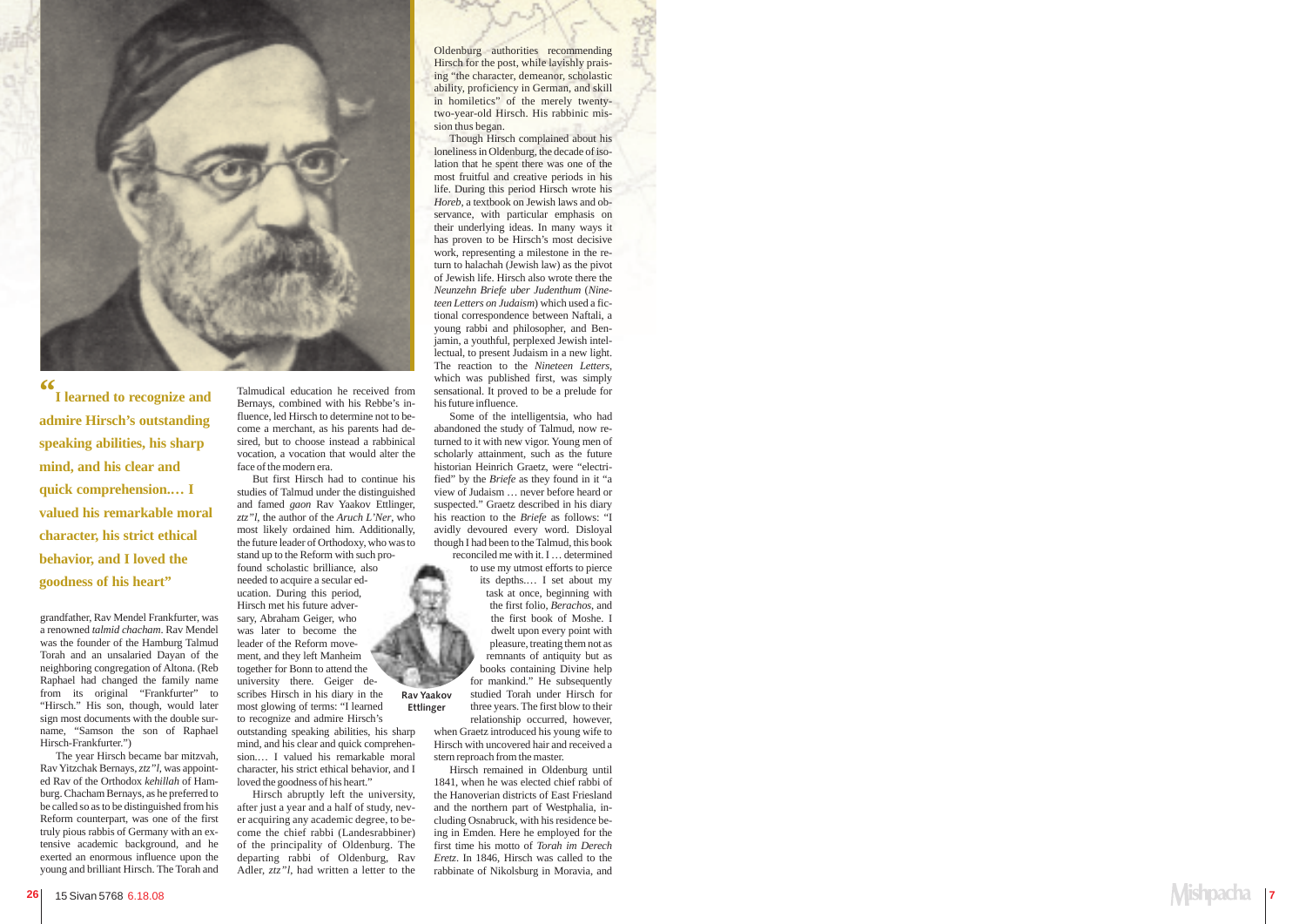> "I learned to recognize and admire Hirsch's outstanding speaking abilities, his sharp mind, and his clear and quick comprehension.… I valued his remarkable moral character, his strict ethical behavior, and I loved the goodness of his heart"

grandfather, Rav Mendel Frankfurter, was a renowned *talmid chacham*. Rav Mendel was the founder of the Hamburg Talmud Torah and an unsalaried Dayan of the neighboring congregation of Altona. (Reb Raphael had changed the family name from its original "Frankfurter" to "Hirsch." His son, though, would later sign most documents with the double surname, "Samson the son of Raphael Hirsch-Frankfurter.")

The year Hirsch became bar mitzvah, Rav Yitzchak Bernays, *ztz"l*, was appointed Rav of the Orthodox *kehillah* of Hamburg. Chacham Bernays, as he preferred to be called so as to be distinguished from his Reform counterpart, was one of the first truly pious rabbis of Germany with an extensive academic background, and he exerted an enormous influence upon the young and brilliant Hirsch. The Torah and Talmudical education he received from Bernays, combined with his Rebbe's influence, led Hirsch to determine not to become a merchant, as his parents had desired, but to choose instead a rabbinical vocation, a vocation that would alter the face of the modern era.

But first Hirsch had to continue his studies of Talmud under the distinguished and famed *gaon* Rav Yaakov Ettlinger, *ztz"l*, the author of the *Aruch L'Ner*, who most likely ordained him. Additionally, the future leader of Orthodoxy, who was to stand up to the Reform with such profound scholastic brilliance, also needed to acquire a secular education. During this period, Hirsch met his future adversary, Abraham Geiger, who was later to become the leader of the Reform movement, and they left Manheim together for Bonn to attend the university there. Geiger describes Hirsch in his diary in the most glowing of terms: "I learned to recognize and admire Hirsch's outstanding speaking abilities, his sharp mind, and his clear and quick comprehension.… I valued his remarkable moral character, his strict ethical behavior, and I loved the goodness of his heart."

Rav Yaakov Ettlinger

Hirsch abruptly left the university, after just a year and a half of study, never acquiring any academic degree, to become the chief rabbi (Landesrabbiner) of the principality of Oldenburg. The departing rabbi of Oldenburg, Rav Adler, *ztz"l*, had written a letter to the Oldenburg authorities recommending Hirsch for the post, while lavishly praising "the character, demeanor, scholastic ability, proficiency in German, and skill in homiletics" of the merely twenty-two-year-old Hirsch. His rabbinic mission thus began.

Though Hirsch complained about his loneliness in Oldenburg, the decade of isolation that he spent there was one of the most fruitful and creative periods in his life. During this period Hirsch wrote his *Horeb*, a textbook on Jewish laws and observance, with particular emphasis on their underlying ideas. In many ways it has proven to be Hirsch's most decisive work, representing a milestone in the return to halachah (Jewish law) as the pivot of Jewish life. Hirsch also wrote there the *Neunzehn Briefe uber Judenthum* (*Nineteen Letters on Judaism*) which used a fictional correspondence between Naftali, a young rabbi and philosopher, and Benjamin, a youthful, perplexed Jewish intellectual, to present Judaism in a new light. The reaction to the *Nineteen Letters*, which was published first, was simply sensational. It proved to be a prelude for his future influence.

Some of the intelligentsia, who had abandoned the study of Talmud, now returned to it with new vigor. Young men of scholarly attainment, such as the future historian Heinrich Graetz, were "electrified" by the *Briefe* as they found in it "a view of Judaism … never before heard or suspected." Graetz described in his diary his reaction to the *Briefe* as follows: "I avidly devoured every word. Disloyal though I had been to the Talmud, this book reconciled me with it. I … determined to use my utmost efforts to pierce its depths.… I set about my task at once, beginning with the first folio, *Berachos*, and the first book of Moshe. I dwelt upon every point with pleasure, treating them not as remnants of antiquity but as books containing Divine help for mankind." He subsequently studied Torah under Hirsch for three years. The first blow to their relationship occurred, however, when Graetz introduced his young wife to Hirsch with uncovered hair and received a stern reproach from the master.

Hirsch remained in Oldenburg until 1841, when he was elected chief rabbi of the Hanoverian districts of East Friesland and the northern part of Westphalia, including Osnabruck, with his residence being in Emden. Here he employed for the first time his motto of *Torah im Derech Eretz*. In 1846, Hirsch was called to the rabbinate of Nikolsburg in Moravia, and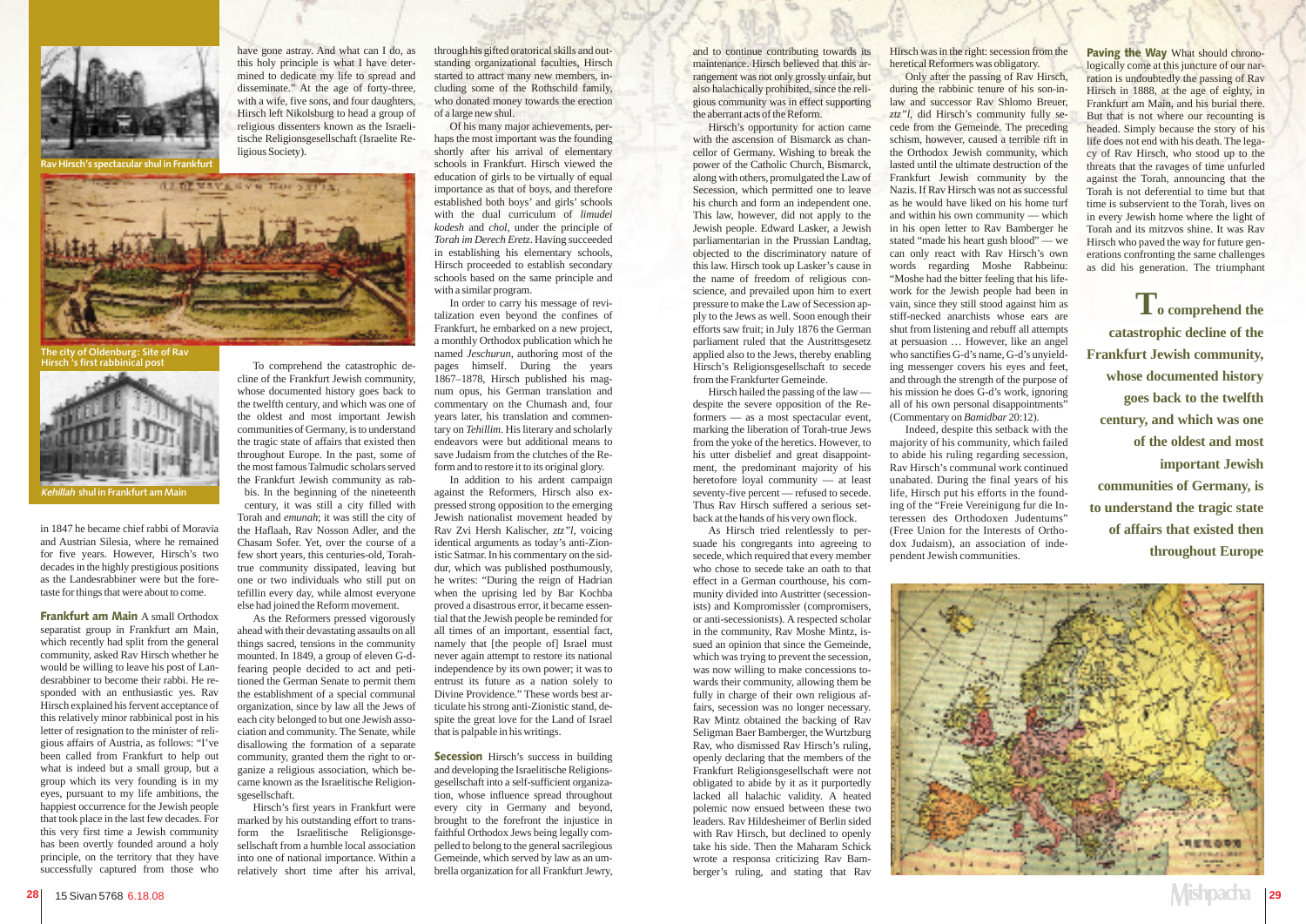have gone astray. And what can I do, as this holy principle is what I have determined to dedicate my life to spread and disseminate." At the age of forty-three, with a wife, five sons, and four daughters, Hirsch left Nikolsburg to head a group of religious dissenters known as the Israelitische Religionsgesellschaft (Israelite Religious Society).

Rav Hirsch's spectacular shul in Frankfurt

The city of Oldenburg: Site of Rav Hirsch 's first rabbinical post

*Kehillah* shul in Frankfurt am Main

in 1847 he became chief rabbi of Moravia and Austrian Silesia, where he remained for five years. However, Hirsch's two decades in the highly prestigious positions as the Landesrabbiner were but the foretaste for things that were about to come.

**Frankfurt am Main** A small Orthodox separatist group in Frankfurt am Main, which recently had split from the general community, asked Rav Hirsch whether he would be willing to leave his post of Landesrabbiner to become their rabbi. He responded with an enthusiastic yes. Rav Hirsch explained his fervent acceptance of this relatively minor rabbinical post in his letter of resignation to the minister of religious affairs of Austria, as follows: "I've been called from Frankfurt to help out what is indeed but a small group, but a group which its very founding is in my eyes, pursuant to my life ambitions, the happiest occurrence for the Jewish people that took place in the last few decades. For this very first time a Jewish community has been overtly founded around a holy principle, on the territory that they have successfully captured from those who

To comprehend the catastrophic decline of the Frankfurt Jewish community, whose documented history goes back to the twelfth century, and which was one of the oldest and most important Jewish communities of Germany, is to understand the tragic state of affairs that existed then throughout Europe. In the past, some of the most famous Talmudic scholars served the Frankfurt Jewish community as rabbis. In the beginning of the nineteenth century, it was still a city filled with Torah and *emunah*; it was still the city of the Haflaah, Rav Nosson Adler, and the Chasam Sofer. Yet, over the course of a few short years, this centuries-old, Torah-true community dissipated, leaving but one or two individuals who still put on tefillin every day, while almost everyone else had joined the Reform movement.

As the Reformers pressed vigorously ahead with their devastating assaults on all things sacred, tensions in the community mounted. In 1849, a group of eleven G-d-fearing people decided to act and petitioned the German Senate to permit them the establishment of a special communal organization, since by law all the Jews of each city belonged to but one Jewish association and community. The Senate, while disallowing the formation of a separate community, granted them the right to organize a religious association, which became known as the Israelitische Religionsgesellschaft.

Hirsch's first years in Frankfurt were marked by his outstanding effort to transform the Israelitische Religionsgesellschaft from a humble local association into one of national importance. Within a relatively short time after his arrival, through his gifted oratorical skills and outstanding organizational faculties, Hirsch started to attract many new members, including some of the Rothschild family, who donated money towards the erection of a large new shul.

Of his many major achievements, perhaps the most important was the founding shortly after his arrival of elementary schools in Frankfurt. Hirsch viewed the education of girls to be virtually of equal importance as that of boys, and therefore established both boys' and girls' schools with the dual curriculum of *limudei kodesh* and *chol*, under the principle of *Torah im Derech Eretz*. Having succeeded in establishing his elementary schools, Hirsch proceeded to establish secondary schools based on the same principle and with a similar program.

In order to carry his message of revitalization even beyond the confines of Frankfurt, he embarked on a new project, a monthly Orthodox publication which he named *Jeschurun*, authoring most of the pages himself. During the years 1867–1878, Hirsch published his magnum opus, his German translation and commentary on the Chumash and, four years later, his translation and commentary on *Tehillim*. His literary and scholarly endeavors were but additional means to save Judaism from the clutches of the Reform and to restore it to its original glory.

In addition to his ardent campaign against the Reformers, Hirsch also expressed strong opposition to the emerging Jewish nationalist movement headed by Rav Zvi Hersh Kalischer, *ztz"l*, voicing identical arguments as today's anti-Zionistic Satmar. In his commentary on the siddur, which was published posthumously, he writes: "During the reign of Hadrian when the uprising led by Bar Kochba proved a disastrous error, it became essential that the Jewish people be reminded for all times of an important, essential fact, namely that [the people of] Israel must never again attempt to restore its national independence by its own power; it was to entrust its future as a nation solely to Divine Providence." These words best articulate his strong anti-Zionist stand, despite the great love for the Land of Israel that is palpable in his writings.

**Secession** Hirsch's success in building and developing the Israelitische Religionsgesellschaft into a self-sufficient organization, whose influence spread throughout every city in Germany and beyond, brought to the forefront the injustice in faithful Orthodox Jews being legally compelled to belong to the general sacrilegious Gemeinde, which served by law as an umbrella organization for all Frankfurt Jewry, and to continue contributing towards its maintenance. Hirsch believed that this arrangement was not only grossly unfair, but also halachically prohibited, since the religious community was in effect supporting the aberrant acts of the Reform.

Hirsch's opportunity for action came with the ascension of Bismarck as chancellor of Germany. Wishing to break the power of the Catholic Church, Bismarck, along with others, promulgated the Law of Secession, which permitted one to leave his church and form an independent one. This law, however, did not apply to the Jewish people. Edward Lasker, a Jewish parliamentarian in the Prussian Landtag, objected to the discriminatory nature of this law. Hirsch took up Lasker's cause in the name of freedom of religious conscience, and prevailed upon him to exert pressure to make the Law of Secession apply to the Jews as well. Soon enough their efforts saw fruit; in July 1876 the German parliament ruled that the Austrittsgesetz applied also to the Jews, thereby enabling Hirsch's Religionsgesellschaft to secede from the Frankfurter Gemeinde.

Hirsch hailed the passing of the law — despite the severe opposition of the Reformers — as a most spectacular event, marking the liberation of Torah-true Jews from the yoke of the heretics. However, to his utter disbelief and great disappointment, the predominant majority of his heretofore loyal community — at least seventy-five percent — refused to secede. Thus Rav Hirsch suffered a serious setback at the hands of his very own flock.

As Hirsch tried relentlessly to persuade his congregants into agreeing to secede, which required that every member who chose to secede take an oath to that effect in a German courthouse, his community divided into Austritter (secessionists) and Kompromissler (compromisers, or anti-secessionists). A respected scholar in the community, Rav Moshe Mintz, issued an opinion that since the Gemeinde, which was trying to prevent the secession, was now willing to make concessions towards their community, allowing them be fully in charge of their own religious affairs, secession was no longer necessary. Rav Mintz obtained the backing of Rav Seligman Baer Bamberger, the Wurtzburg Rav, who dismissed Rav Hirsch's ruling, openly declaring that the members of the Frankfurt Religionsgesellschaft were not obligated to abide by it as it purportedly lacked all halachic validity. A heated polemic now ensued between these two leaders. Rav Hildesheimer of Berlin sided with Rav Hirsch, but declined to openly take his side. Then the Maharam Schick wrote a responsa criticizing Rav Bamberger's ruling, and stating that Rav Hirsch was in the right: secession from the heretical Reformers was obligatory.

Only after the passing of Rav Hirsch, during the rabbinic tenure of his son-in-law and successor Rav Shlomo Breuer, *ztz"l*, did Hirsch's community fully secede from the Gemeinde. The preceding schism, however, caused a terrible rift in the Orthodox Jewish community, which lasted until the ultimate destruction of the Frankfurt Jewish community by the Nazis. If Rav Hirsch was not as successful as he would have liked on his home turf and within his own community — which in his open letter to Rav Bamberger he stated "made his heart gush blood" — we can only react with Rav Hirsch's own words regarding Moshe Rabbeinu: "Moshe had the bitter feeling that his lifework for the Jewish people had been in vain, since they still stood against him as stiff-necked anarchists whose ears are shut from listening and rebuff all attempts at persuasion … However, like an angel who sanctifies G-d's name, G-d's unyielding messenger covers his eyes and feet, and through the strength of the purpose of his mission he does G-d's work, ignoring all of his own personal disappointments" (Commentary on *Bamidbar* 20:12).

Indeed, despite this setback with the majority of his community, which failed to abide his ruling regarding secession, Rav Hirsch's communal work continued unabated. During the final years of his life, Hirsch put his efforts in the founding of the "Freie Vereinigung fur die Interessen des Orthodoxen Judentums" (Free Union for the Interests of Orthodox Judaism), an association of independent Jewish communities.

**Paving the Way** What should chronologically come at this juncture of our narration is undoubtedly the passing of Rav Hirsch in 1888, at the age of eighty, in Frankfurt am Main, and his burial there. But that is not where our recounting is headed. Simply because the story of his life does not end with his death. The legacy of Rav Hirsch, who stood up to the threats that the ravages of time unfurled against the Torah, announcing that the Torah is not deferential to time but that time is subservient to the Torah, lives on in every Jewish home where the light of Torah and its mitzvos shine. It was Rav Hirsch who paved the way for future generations confronting the same challenges as did his generation. The triumphant

**To comprehend the catastrophic decline of the Frankfurt Jewish community, whose documented history goes back to the twelfth century, and which was one of the oldest and most important Jewish communities of Germany, is to understand the tragic state of affairs that existed then throughout Europe**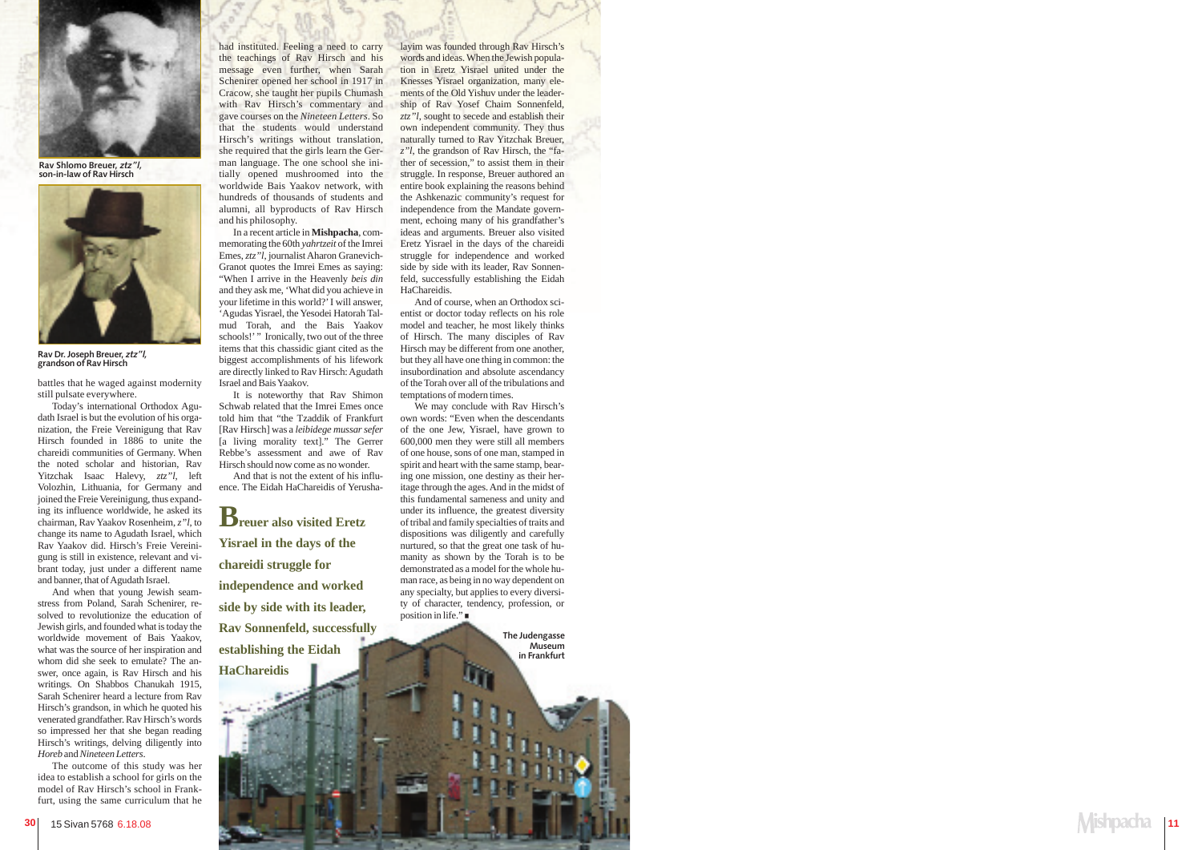Rav Shlomo Breuer, *ztz"l*, son-in-law of Rav Hirsch

Rav Dr. Joseph Breuer, *ztz"l*, grandson of Rav Hirsch

battles that he waged against modernity still pulsate everywhere.

Today's international Orthodox Agudath Israel is but the evolution of his organization, the Freie Vereinigung that Rav Hirsch founded in 1886 to unite the chareidi communities of Germany. When the noted scholar and historian, Rav Yitzchak Isaac Halevy, *ztz"l*, left Volozhin, Lithuania, for Germany and joined the Freie Vereinigung, thus expanding its influence worldwide, he asked its chairman, Rav Yaakov Rosenheim, *z"l*, to change its name to Agudath Israel, which Rav Yaakov did. Hirsch's Freie Vereinigung is still in existence, relevant and vibrant today, just under a different name and banner, that of Agudath Israel.

And when that young Jewish seamstress from Poland, Sarah Schenirer, resolved to revolutionize the education of Jewish girls, and founded what is today the worldwide movement of Bais Yaakov, what was the source of her inspiration and whom did she seek to emulate? The answer, once again, is Rav Hirsch and his writings. On Shabbos Chanukah 1915, Sarah Schenirer heard a lecture from Rav Hirsch's grandson, in which he quoted his venerated grandfather. Rav Hirsch's words so impressed her that she began reading Hirsch's writings, delving diligently into *Horeb* and *Nineteen Letters*.

The outcome of this study was her idea to establish a school for girls on the model of Rav Hirsch's school in Frankfurt, using the same curriculum that he had instituted. Feeling a need to carry the teachings of Rav Hirsch and his message even further, when Sarah Schenirer opened her school in 1917 in Cracow, she taught her pupils Chumash with Rav Hirsch's commentary and gave courses on the *Nineteen Letters*. So that the students would understand Hirsch's writings without translation, she required that the girls learn the German language. The one school she initially opened mushroomed into the worldwide Bais Yaakov network, with hundreds of thousands of students and alumni, all byproducts of Rav Hirsch and his philosophy.

In a recent article in **Mishpacha**, commemorating the 60th *yahrtzeit* of the Imrei Emes, *ztz"l*, journalist Aharon Granevich-Granot quotes the Imrei Emes as saying: "When I arrive in the Heavenly *beis din* and they ask me, 'What did you achieve in your lifetime in this world?' I will answer, 'Agudas Yisrael, the Yesodei Hatorah Talmud Torah, and the Bais Yaakov schools!'" Ironically, two out of the three items that this chassidic giant cited as the biggest accomplishments of his lifework are directly linked to Rav Hirsch: Agudath Israel and Bais Yaakov.

It is noteworthy that Rav Shimon Schwab related that the Imrei Emes once told him that "the Tzaddik of Frankfurt [Rav Hirsch] was a *leibidege mussar sefer* [a living morality text]." The Gerrer Rebbe's assessment and awe of Rav Hirsch should now come as no wonder.

And that is not the extent of his influence. The Eidah HaChareidis of Yerushalayim was founded through Rav Hirsch's words and ideas. When the Jewish population in Eretz Yisrael united under the Knesses Yisrael organization, many elements of the Old Yishuv under the leadership of Rav Yosef Chaim Sonnenfeld, *ztz"l*, sought to secede and establish their own independent community. They thus naturally turned to Rav Yitzchak Breuer, *z"l*, the grandson of Rav Hirsch, the "father of secession," to assist them in their struggle. In response, Breuer authored an entire book explaining the reasons behind the Ashkenazic community's request for independence from the Mandate government, echoing many of his grandfather's ideas and arguments. Breuer also visited Eretz Yisrael in the days of the chareidi struggle for independence and worked side by side with its leader, Rav Sonnenfeld, successfully establishing the Eidah HaChareidis.

**Breuer also visited Eretz Yisrael in the days of the chareidi struggle for independence and worked side by side with its leader, Rav Sonnenfeld, successfully establishing the Eidah HaChareidis**

And of course, when an Orthodox scientist or doctor today reflects on his role model and teacher, he most likely thinks of Hirsch. The many disciples of Rav Hirsch may be different from one another, but they all have one thing in common: the insubordination and absolute ascendancy of the Torah over all of the tribulations and temptations of modern times.

We may conclude with Rav Hirsch's own words: "Even when the descendants of the one Jew, Yisrael, have grown to 600,000 men they were still all members of one house, sons of one man, stamped in spirit and heart with the same stamp, bearing one mission, one destiny as their heritage through the ages. And in the midst of this fundamental sameness and unity and under its influence, the greatest diversity of tribal and family specialties of traits and dispositions was diligently and carefully nurtured, so that the great one task of humanity as shown by the Torah is to be demonstrated as a model for the whole human race, as being in no way dependent on any specialty, but applies to every diversity of character, tendency, profession, or position in life." ■

The Judengasse Museum in Frankfurt